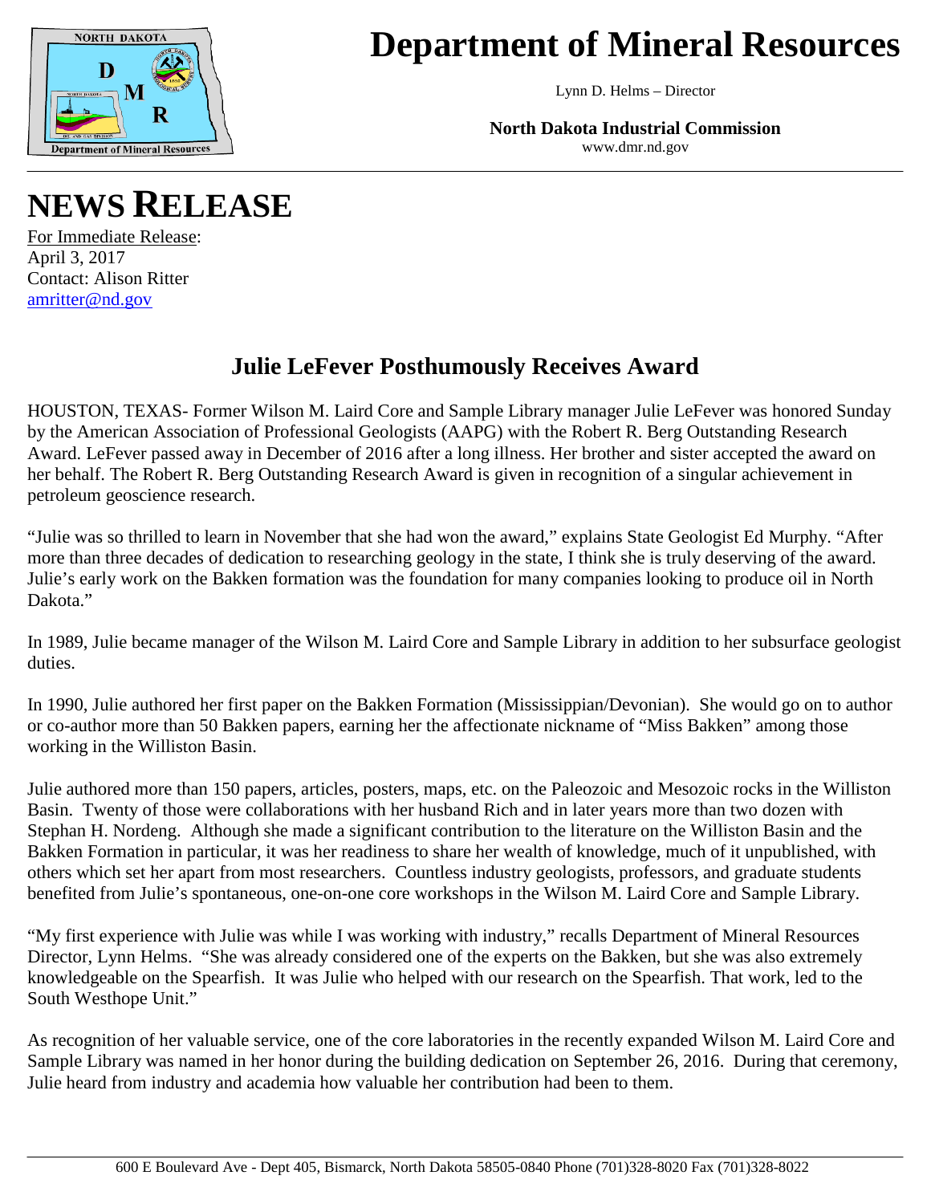# Department of Mineral Resources

Lynn D. Helms – Director

**North Dakota Industrial Commission**
www.dmr.nd.gov

# NEWS RELEASE

For Immediate Release:
April 3, 2017
Contact: Alison Ritter
amritter@nd.gov

## Julie LeFever Posthumously Receives Award

HOUSTON, TEXAS- Former Wilson M. Laird Core and Sample Library manager Julie LeFever was honored Sunday by the American Association of Professional Geologists (AAPG) with the Robert R. Berg Outstanding Research Award. LeFever passed away in December of 2016 after a long illness. Her brother and sister accepted the award on her behalf. The Robert R. Berg Outstanding Research Award is given in recognition of a singular achievement in petroleum geoscience research.

"Julie was so thrilled to learn in November that she had won the award," explains State Geologist Ed Murphy. "After more than three decades of dedication to researching geology in the state, I think she is truly deserving of the award. Julie's early work on the Bakken formation was the foundation for many companies looking to produce oil in North Dakota."

In 1989, Julie became manager of the Wilson M. Laird Core and Sample Library in addition to her subsurface geologist duties.

In 1990, Julie authored her first paper on the Bakken Formation (Mississippian/Devonian). She would go on to author or co-author more than 50 Bakken papers, earning her the affectionate nickname of "Miss Bakken" among those working in the Williston Basin.

Julie authored more than 150 papers, articles, posters, maps, etc. on the Paleozoic and Mesozoic rocks in the Williston Basin. Twenty of those were collaborations with her husband Rich and in later years more than two dozen with Stephan H. Nordeng. Although she made a significant contribution to the literature on the Williston Basin and the Bakken Formation in particular, it was her readiness to share her wealth of knowledge, much of it unpublished, with others which set her apart from most researchers. Countless industry geologists, professors, and graduate students benefited from Julie's spontaneous, one-on-one core workshops in the Wilson M. Laird Core and Sample Library.

"My first experience with Julie was while I was working with industry," recalls Department of Mineral Resources Director, Lynn Helms. "She was already considered one of the experts on the Bakken, but she was also extremely knowledgeable on the Spearfish. It was Julie who helped with our research on the Spearfish. That work, led to the South Westhope Unit."

As recognition of her valuable service, one of the core laboratories in the recently expanded Wilson M. Laird Core and Sample Library was named in her honor during the building dedication on September 26, 2016. During that ceremony, Julie heard from industry and academia how valuable her contribution had been to them.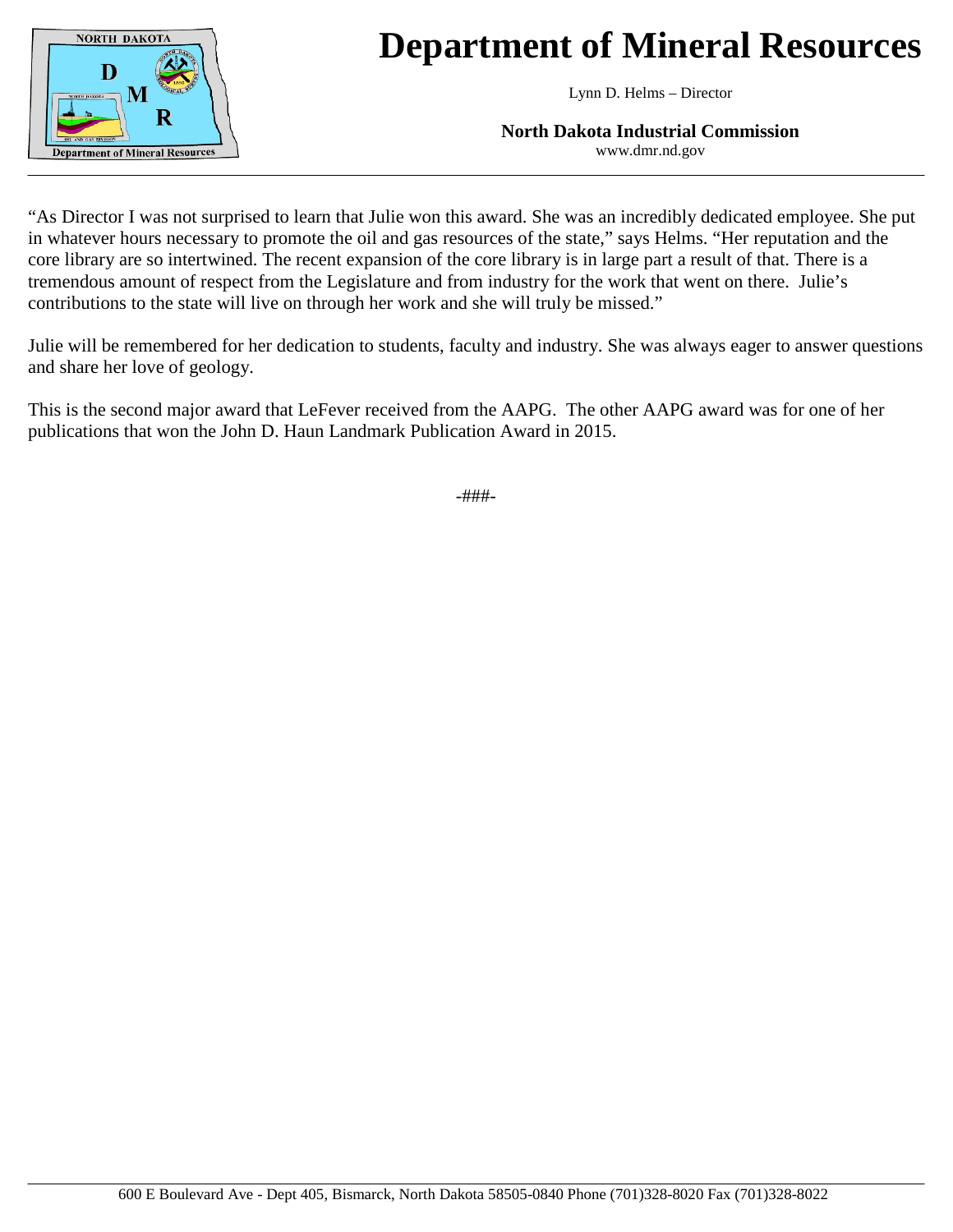“As Director I was not surprised to learn that Julie won this award. She was an incredibly dedicated employee. She put in whatever hours necessary to promote the oil and gas resources of the state,” says Helms. “Her reputation and the core library are so intertwined. The recent expansion of the core library is in large part a result of that. There is a tremendous amount of respect from the Legislature and from industry for the work that went on there. Julie’s contributions to the state will live on through her work and she will truly be missed.”

Julie will be remembered for her dedication to students, faculty and industry. She was always eager to answer questions and share her love of geology.

This is the second major award that LeFever received from the AAPG. The other AAPG award was for one of her publications that won the John D. Haun Landmark Publication Award in 2015.

-###-